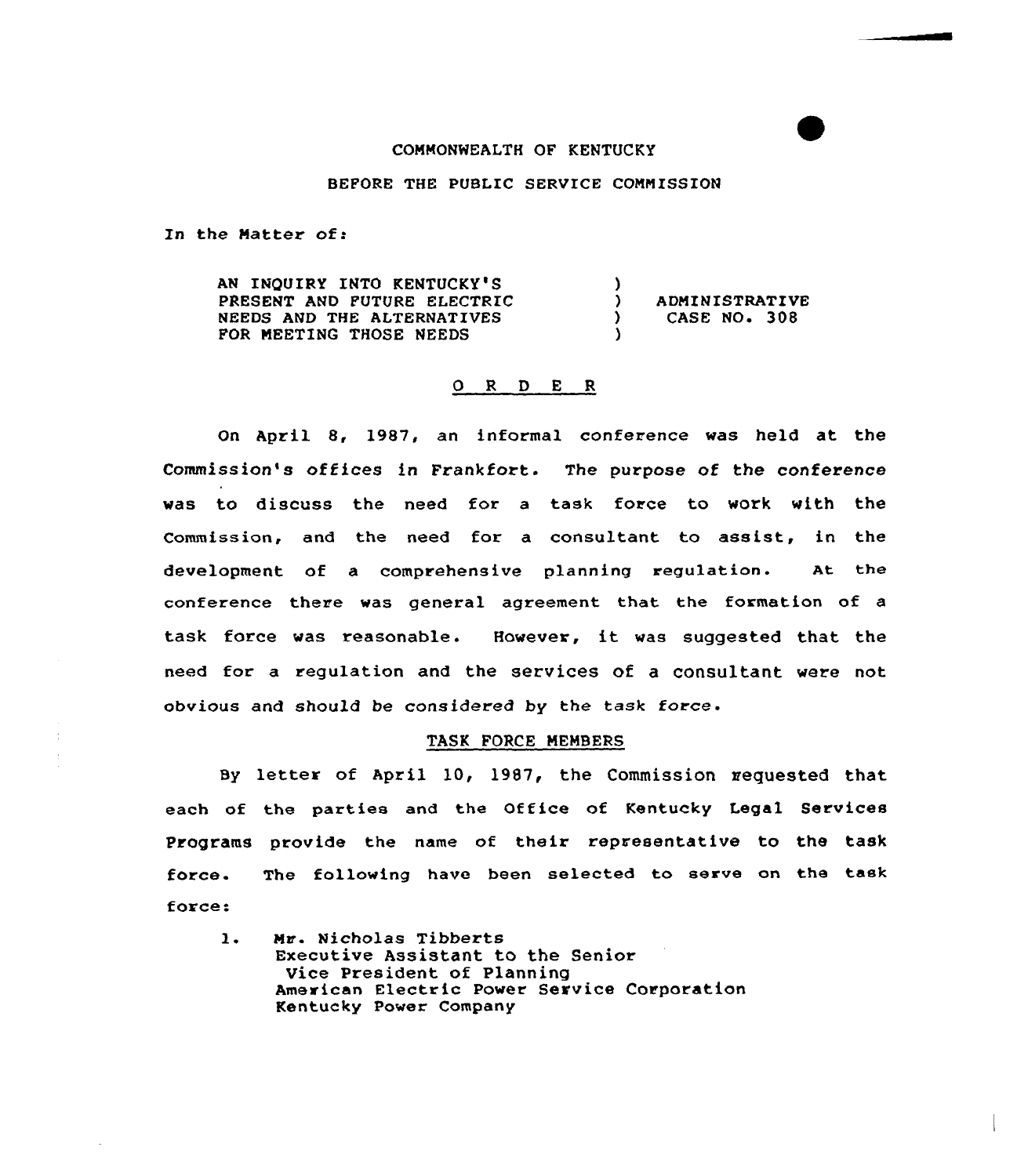COMMONWEALTH OF KENTUCKY

BEFORE THE PUBLIC SERVICE COMMISSION

In the Matter of:

| | | |
|---|---|---|
| AN INQUIRY INTO KENTUCKY'S PRESENT AND FUTURE ELECTRIC NEEDS AND THE ALTERNATIVES FOR MEETING THOSE NEEDS | ) ) ) ) | ADMINISTRATIVE CASE NO. 308 |

## O R D E R

On April 8, 1987, an informal conference was held at the Commission's offices in Frankfort. The purpose of the conference was to discuss the need for a task force to work with the Commission, and the need for a consultant to assist, in the development of a comprehensive planning regulation. At the conference there was general agreement that the formation of a task force was reasonable. However, it was suggested that the need for a regulation and the services of a consultant were not obvious and should be considered by the task force.

### TASK FORCE MEMBERS

By letter of April 10, 1987, the Commission requested that each of the parties and the Office of Kentucky Legal Services Programs provide the name of their representative to the task force. The following have been selected to serve on the task force:

1. Mr. Nicholas Tibberts
   Executive Assistant to the Senior
   Vice President of Planning
   American Electric Power Service Corporation
   Kentucky Power Company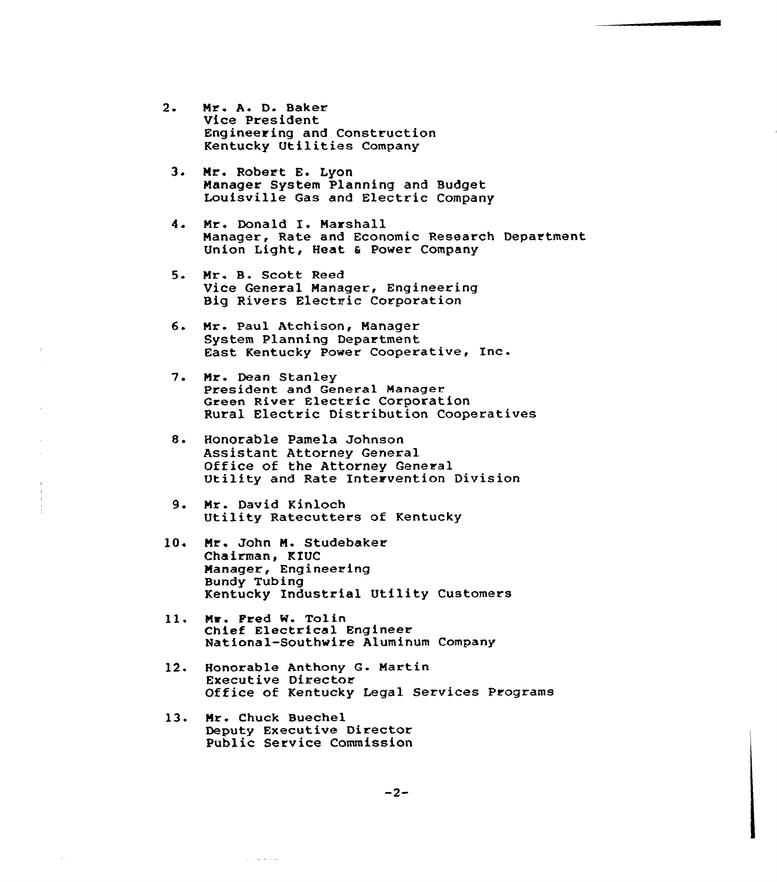2. Mr. A. D. Baker
   Vice President
   Engineering and Construction
   Kentucky Utilities Company

3. Mr. Robert E. Lyon
   Manager System Planning and Budget
   Louisville Gas and Electric Company

4. Mr. Donald I. Marshall
   Manager, Rate and Economic Research Department
   Union Light, Heat & Power Company

5. Mr. B. Scott Reed
   Vice General Manager, Engineering
   Big Rivers Electric Corporation

6. Mr. Paul Atchison, Manager
   System Planning Department
   East Kentucky Power Cooperative, Inc.

7. Mr. Dean Stanley
   President and General Manager
   Green River Electric Corporation
   Rural Electric Distribution Cooperatives

8. Honorable Pamela Johnson
   Assistant Attorney General
   Office of the Attorney General
   Utility and Rate Intervention Division

9. Mr. David Kinloch
   Utility Ratecutters of Kentucky

10. Mr. John M. Studebaker
    Chairman, KIUC
    Manager, Engineering
    Bundy Tubing
    Kentucky Industrial Utility Customers

11. Mr. Fred W. Tolin
    Chief Electrical Engineer
    National-Southwire Aluminum Company

12. Honorable Anthony G. Martin
    Executive Director
    Office of Kentucky Legal Services Programs

13. Mr. Chuck Buechel
    Deputy Executive Director
    Public Service Commission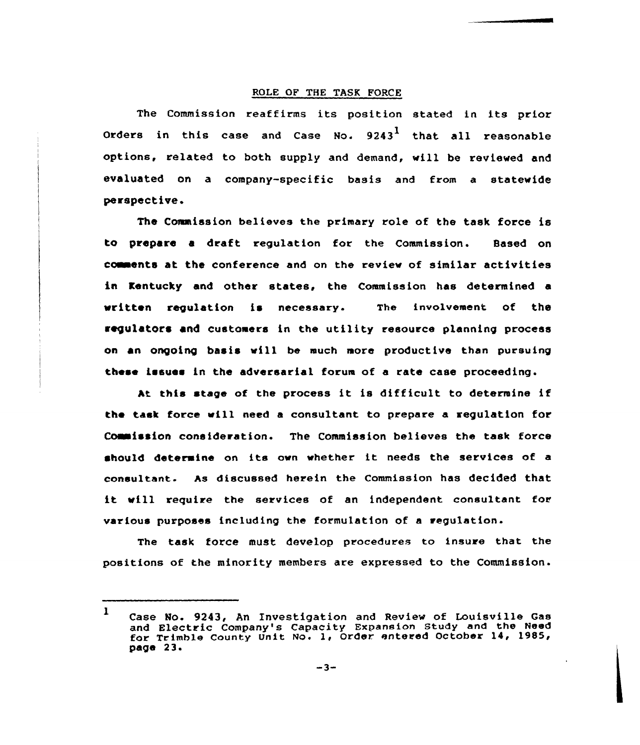## ROLE OF THE TASK FORCE

The Commission reaffirms its position stated in its prior Orders in this case and Case No. 9243[1] that all reasonable options, related to both supply and demand, will be reviewed and evaluated on a company-specific basis and from a statewide perspective.

The Commission believes the primary role of the task force is to prepare a draft regulation for the Commission. Based on comments at the conference and on the review of similar activities in Kentucky and other states, the Commission has determined a written regulation is necessary. The involvement of the regulators and customers in the utility resource planning process on an ongoing basis will be much more productive than pursuing these issues in the adversarial forum of a rate case proceeding.

At this stage of the process it is difficult to determine if the task force will need a consultant to prepare a regulation for Commission consideration. The Commission believes the task force should determine on its own whether it needs the services of a consultant. As discussed herein the Commission has decided that it will require the services of an independent consultant for various purposes including the formulation of a regulation.

The task force must develop procedures to insure that the positions of the minority members are expressed to the Commission.

---

[1] Case No. 9243, An Investigation and Review of Louisville Gas and Electric Company's Capacity Expansion Study and the Need for Trimble County Unit No. 1, Order entered October 14, 1985, page 23.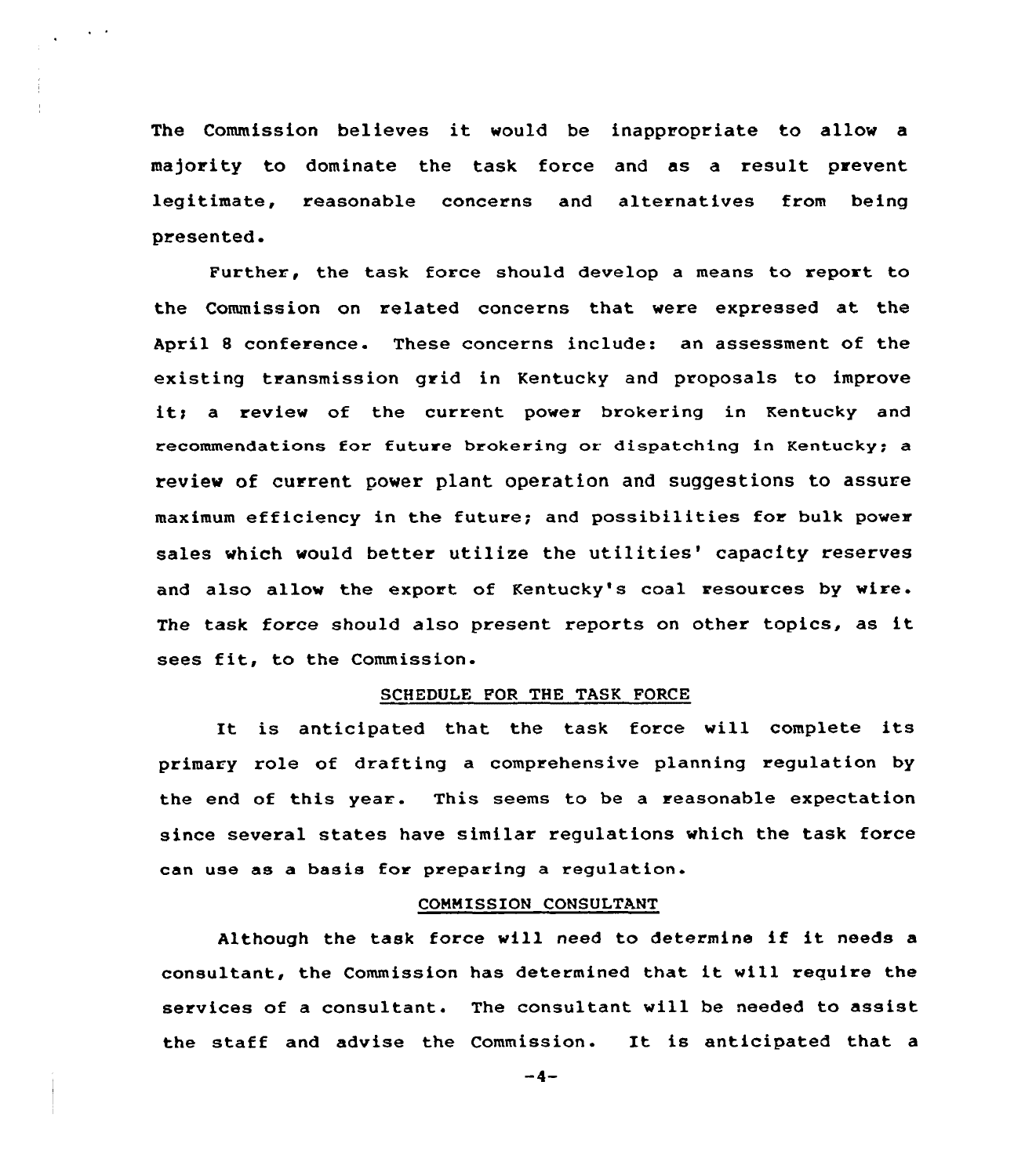The Commission believes it would be inappropriate to allow a majority to dominate the task force and as a result prevent legitimate, reasonable concerns and alternatives from being presented.

Further, the task force should develop a means to report to the Commission on related concerns that were expressed at the April 8 conference. These concerns include: an assessment of the existing transmission grid in Kentucky and proposals to improve it; a review of the current power brokering in Kentucky and recommendations for future brokering or dispatching in Kentucky; a review of current power plant operation and suggestions to assure maximum efficiency in the future; and possibilities for bulk power sales which would better utilize the utilities' capacity reserves and also allow the export of Kentucky's coal resources by wire. The task force should also present reports on other topics, as it sees fit, to the Commission.

## SCHEDULE FOR THE TASK FORCE

It is anticipated that the task force will complete its primary role of drafting a comprehensive planning regulation by the end of this year. This seems to be a reasonable expectation since several states have similar regulations which the task force can use as a basis for preparing a regulation.

## COMMISSION CONSULTANT

Although the task force will need to determine if it needs a consultant, the Commission has determined that it will require the services of a consultant. The consultant will be needed to assist the staff and advise the Commission. It is anticipated that a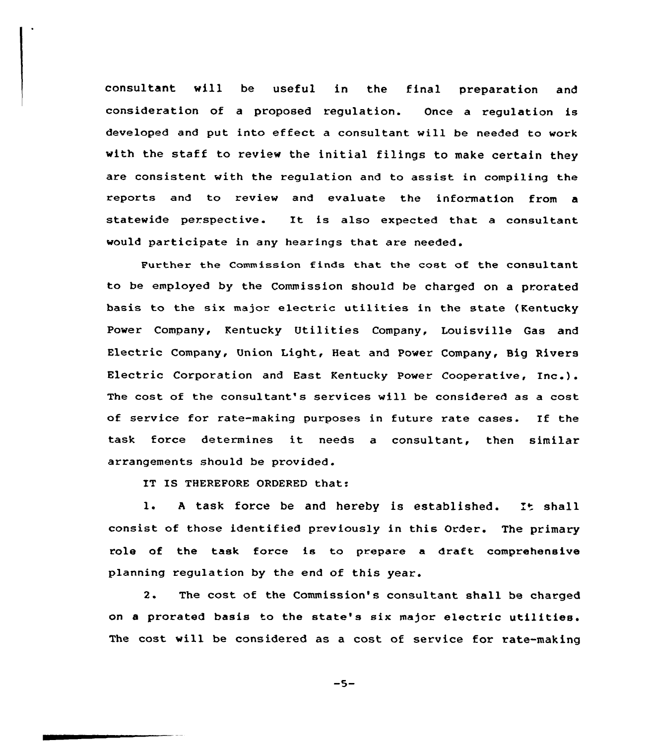consultant will be useful in the final preparation and consideration of a proposed regulation. Once a regulation is developed and put into effect a consultant will be needed to work with the staff to review the initial filings to make certain they are consistent with the regulation and to assist in compiling the reports and to review and evaluate the information from a statewide perspective. It is also expected that a consultant would participate in any hearings that are needed.

Further the Commission finds that the cost of the consultant to be employed by the Commission should be charged on a prorated basis to the six major electric utilities in the state (Kentucky Power Company, Kentucky Utilities Company, Louisville Gas and Electric Company, Union Light, Heat and Power Company, Big Rivers Electric Corporation and East Kentucky Power Cooperative, Inc.). The cost of the consultant's services will be considered as a cost of service for rate-making purposes in future rate cases. If the task force determines it needs a consultant, then similar arrangements should be provided.

IT IS THEREFORE ORDERED that:

1. A task force be and hereby is established. It shall consist of those identified previously in this Order. The primary role of the task force is to prepare a draft comprehensive planning regulation by the end of this year.

2. The cost of the Commission's consultant shall be charged on a prorated basis to the state's six major electric utilities. The cost will be considered as a cost of service for rate-making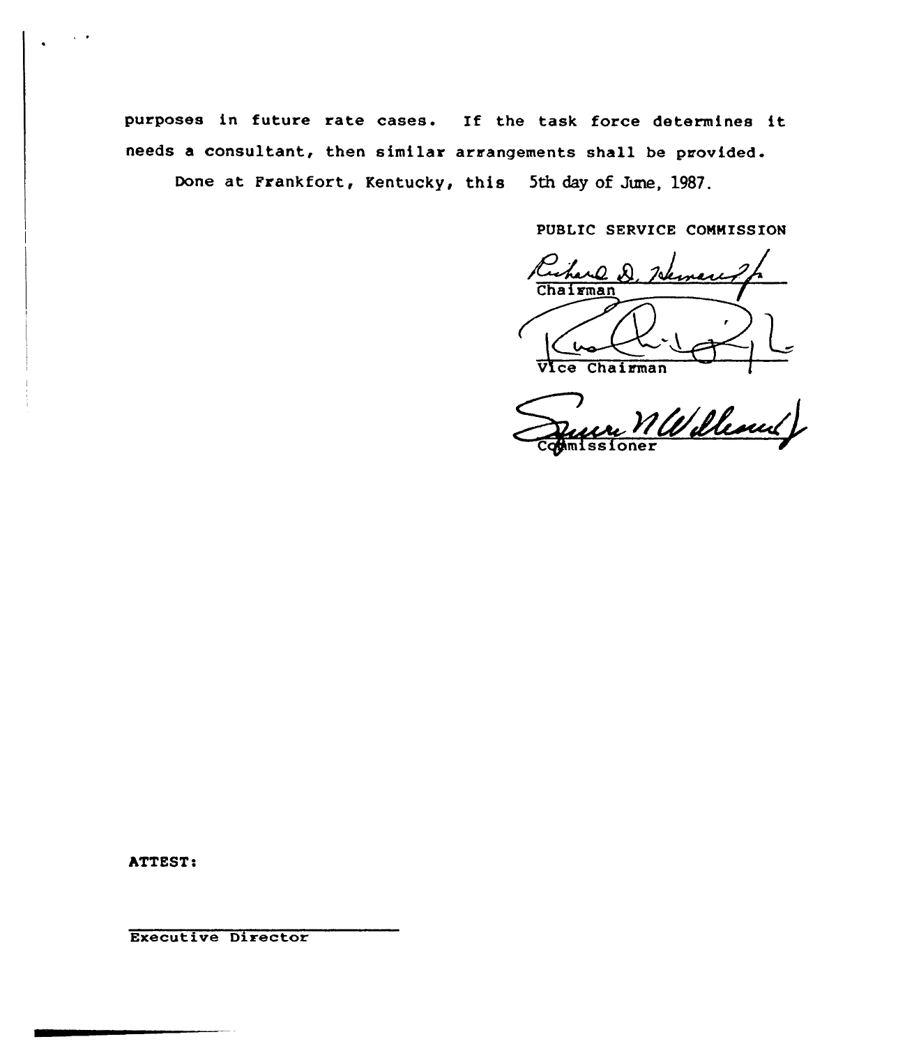purposes in future rate cases. If the task force determines it needs a consultant, then similar arrangements shall be provided.

Done at Frankfort, Kentucky, this 5th day of June, 1987.

PUBLIC SERVICE COMMISSION

Chairman

Vice Chairman

Commissioner

ATTEST:

Executive Director